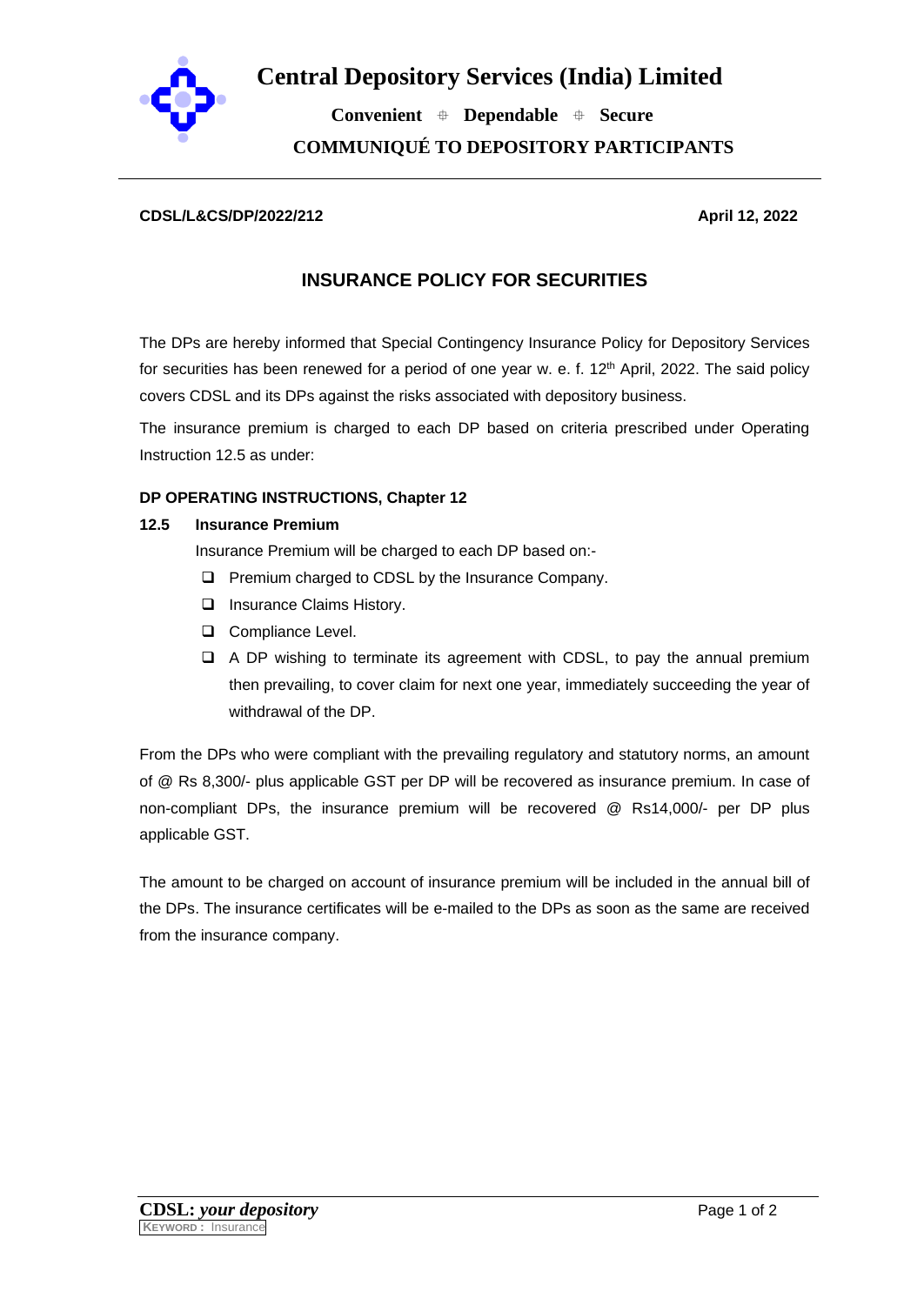# Central Depository Services (India) Limited

**Convenient ⌖ Dependable ⌖ Secure**

**COMMUNIQUÉ TO DEPOSITORY PARTICIPANTS**

**CDSL/L&CS/DP/2022/212** **April 12, 2022**

## INSURANCE POLICY FOR SECURITIES

The DPs are hereby informed that Special Contingency Insurance Policy for Depository Services for securities has been renewed for a period of one year w. e. f. 12th April, 2022. The said policy covers CDSL and its DPs against the risks associated with depository business.

The insurance premium is charged to each DP based on criteria prescribed under Operating Instruction 12.5 as under:

**DP OPERATING INSTRUCTIONS, Chapter 12**

**12.5 Insurance Premium**

Insurance Premium will be charged to each DP based on:-

- Premium charged to CDSL by the Insurance Company.
- Insurance Claims History.
- Compliance Level.
- A DP wishing to terminate its agreement with CDSL, to pay the annual premium then prevailing, to cover claim for next one year, immediately succeeding the year of withdrawal of the DP.

From the DPs who were compliant with the prevailing regulatory and statutory norms, an amount of @ Rs 8,300/- plus applicable GST per DP will be recovered as insurance premium. In case of non-compliant DPs, the insurance premium will be recovered @ Rs14,000/- per DP plus applicable GST.

The amount to be charged on account of insurance premium will be included in the annual bill of the DPs. The insurance certificates will be e-mailed to the DPs as soon as the same are received from the insurance company.

KEYWORD : Insurance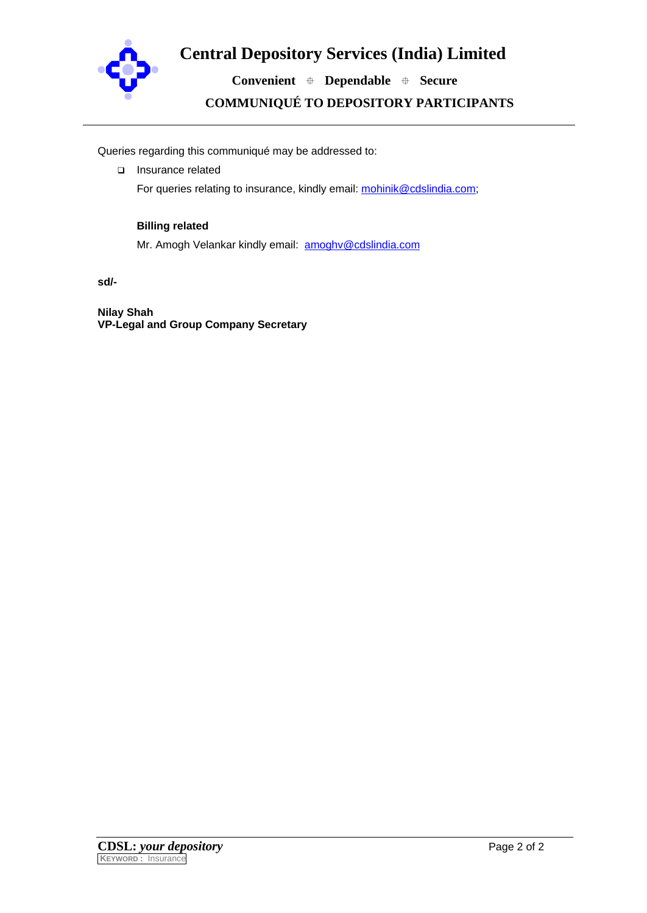Queries regarding this communiqué may be addressed to:

- Insurance related

  For queries relating to insurance, kindly email: mohinik@cdslindia.com;

  **Billing related**

  Mr. Amogh Velankar kindly email: amoghv@cdslindia.com

**sd/-**

**Nilay Shah**
**VP-Legal and Group Company Secretary**